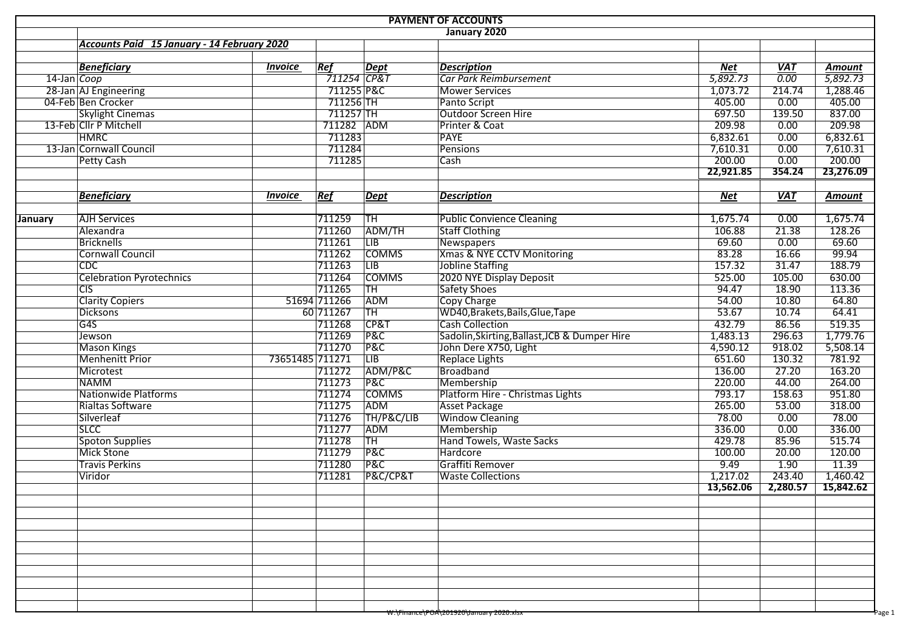# PAYMENT OF ACCOUNTS

## January 2020

***Accounts Paid 15 January - 14 February 2020***

| | *Beneficiary* | *Invoice* | *Ref* | *Dept* | *Description* | *Net* | *VAT* | *Amount* |
|---|---|---|---|---|---|---|---|---|
| 14-Jan | *Coop* | | *711254* | *CP&T* | *Car Park Reimbursement* | *5,892.73* | *0.00* | *5,892.73* |
| 28-Jan | AJ Engineering | | 711255 | P&C | Mower Services | 1,073.72 | 214.74 | 1,288.46 |
| 04-Feb | Ben Crocker | | 711256 | TH | Panto Script | 405.00 | 0.00 | 405.00 |
| | Skylight Cinemas | | 711257 | TH | Outdoor Screen Hire | 697.50 | 139.50 | 837.00 |
| 13-Feb | Cllr P Mitchell | | 711282 | ADM | Printer & Coat | 209.98 | 0.00 | 209.98 |
| | HMRC | | 711283 | | PAYE | 6,832.61 | 0.00 | 6,832.61 |
| 13-Jan | Cornwall Council | | 711284 | | Pensions | 7,610.31 | 0.00 | 7,610.31 |
| | Petty Cash | | 711285 | | Cash | 200.00 | 0.00 | 200.00 |
| | | | | | | **22,921.85** | **354.24** | **23,276.09** |

| | *Beneficiary* | *Invoice* | *Ref* | *Dept* | *Description* | *Net* | *VAT* | *Amount* |
|---|---|---|---|---|---|---|---|---|
| **January** | AJH Services | | 711259 | TH | Public Convience Cleaning | 1,675.74 | 0.00 | 1,675.74 |
| | Alexandra | | 711260 | ADM/TH | Staff Clothing | 106.88 | 21.38 | 128.26 |
| | Bricknells | | 711261 | LIB | Newspapers | 69.60 | 0.00 | 69.60 |
| | Cornwall Council | | 711262 | COMMS | Xmas & NYE CCTV Monitoring | 83.28 | 16.66 | 99.94 |
| | CDC | | 711263 | LIB | Jobline Staffing | 157.32 | 31.47 | 188.79 |
| | Celebration Pyrotechnics | | 711264 | COMMS | 2020 NYE Display Deposit | 525.00 | 105.00 | 630.00 |
| | CIS | | 711265 | TH | Safety Shoes | 94.47 | 18.90 | 113.36 |
| | Clarity Copiers | 51694 | 711266 | ADM | Copy Charge | 54.00 | 10.80 | 64.80 |
| | Dicksons | 60 | 711267 | TH | WD40,Brakets,Bails,Glue,Tape | 53.67 | 10.74 | 64.41 |
| | G4S | | 711268 | CP&T | Cash Collection | 432.79 | 86.56 | 519.35 |
| | Jewson | | 711269 | P&C | Sadolin,Skirting,Ballast,JCB & Dumper Hire | 1,483.13 | 296.63 | 1,779.76 |
| | Mason Kings | | 711270 | P&C | John Dere X750, Light | 4,590.12 | 918.02 | 5,508.14 |
| | Menhenitt Prior | 73651485 | 711271 | LIB | Replace Lights | 651.60 | 130.32 | 781.92 |
| | Microtest | | 711272 | ADM/P&C | Broadband | 136.00 | 27.20 | 163.20 |
| | NAMM | | 711273 | P&C | Membership | 220.00 | 44.00 | 264.00 |
| | Nationwide Platforms | | 711274 | COMMS | Platform Hire - Christmas Lights | 793.17 | 158.63 | 951.80 |
| | Rialtas Software | | 711275 | ADM | Asset Package | 265.00 | 53.00 | 318.00 |
| | Silverleaf | | 711276 | TH/P&C/LIB | Window Cleaning | 78.00 | 0.00 | 78.00 |
| | SLCC | | 711277 | ADM | Membership | 336.00 | 0.00 | 336.00 |
| | Spoton Supplies | | 711278 | TH | Hand Towels, Waste Sacks | 429.78 | 85.96 | 515.74 |
| | Mick Stone | | 711279 | P&C | Hardcore | 100.00 | 20.00 | 120.00 |
| | Travis Perkins | | 711280 | P&C | Graffiti Remover | 9.49 | 1.90 | 11.39 |
| | Viridor | | 711281 | P&C/CP&T | Waste Collections | 1,217.02 | 243.40 | 1,460.42 |
| | | | | | | **13,562.06** | **2,280.57** | **15,842.62** |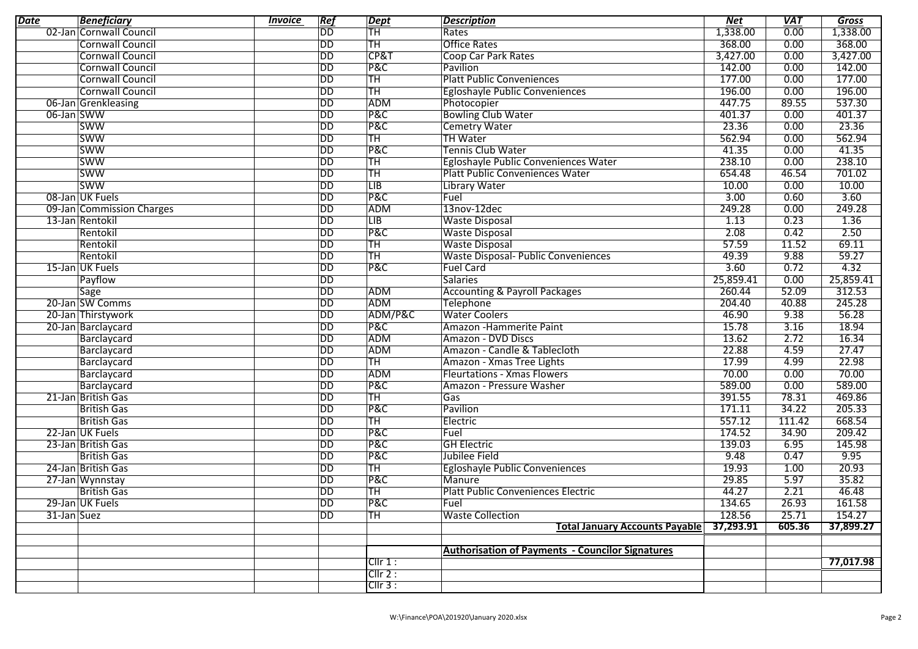| Date | Beneficiary | Invoice | Ref | Dept | Description | Net | VAT | Gross |
|---|---|---|---|---|---|---|---|---|
| 02-Jan | Cornwall Council | | DD | TH | Rates | 1,338.00 | 0.00 | 1,338.00 |
| | Cornwall Council | | DD | TH | Office Rates | 368.00 | 0.00 | 368.00 |
| | Cornwall Council | | DD | CP&T | Coop Car Park Rates | 3,427.00 | 0.00 | 3,427.00 |
| | Cornwall Council | | DD | P&C | Pavilion | 142.00 | 0.00 | 142.00 |
| | Cornwall Council | | DD | TH | Platt Public Conveniences | 177.00 | 0.00 | 177.00 |
| | Cornwall Council | | DD | TH | Egloshayle Public Conveniences | 196.00 | 0.00 | 196.00 |
| 06-Jan | Grenkleasing | | DD | ADM | Photocopier | 447.75 | 89.55 | 537.30 |
| 06-Jan | SWW | | DD | P&C | Bowling Club Water | 401.37 | 0.00 | 401.37 |
| | SWW | | DD | P&C | Cemetry Water | 23.36 | 0.00 | 23.36 |
| | SWW | | DD | TH | TH Water | 562.94 | 0.00 | 562.94 |
| | SWW | | DD | P&C | Tennis Club Water | 41.35 | 0.00 | 41.35 |
| | SWW | | DD | TH | Egloshayle Public Conveniences Water | 238.10 | 0.00 | 238.10 |
| | SWW | | DD | TH | Platt Public Conveniences Water | 654.48 | 46.54 | 701.02 |
| | SWW | | DD | LIB | Library Water | 10.00 | 0.00 | 10.00 |
| 08-Jan | UK Fuels | | DD | P&C | Fuel | 3.00 | 0.60 | 3.60 |
| 09-Jan | Commission Charges | | DD | ADM | 13nov-12dec | 249.28 | 0.00 | 249.28 |
| 13-Jan | Rentokil | | DD | LIB | Waste Disposal | 1.13 | 0.23 | 1.36 |
| | Rentokil | | DD | P&C | Waste Disposal | 2.08 | 0.42 | 2.50 |
| | Rentokil | | DD | TH | Waste Disposal | 57.59 | 11.52 | 69.11 |
| | Rentokil | | DD | TH | Waste Disposal- Public Conveniences | 49.39 | 9.88 | 59.27 |
| 15-Jan | UK Fuels | | DD | P&C | Fuel Card | 3.60 | 0.72 | 4.32 |
| | Payflow | | DD | | Salaries | 25,859.41 | 0.00 | 25,859.41 |
| | Sage | | DD | ADM | Accounting & Payroll Packages | 260.44 | 52.09 | 312.53 |
| 20-Jan | SW Comms | | DD | ADM | Telephone | 204.40 | 40.88 | 245.28 |
| 20-Jan | Thirstywork | | DD | ADM/P&C | Water Coolers | 46.90 | 9.38 | 56.28 |
| 20-Jan | Barclaycard | | DD | P&C | Amazon -Hammerite Paint | 15.78 | 3.16 | 18.94 |
| | Barclaycard | | DD | ADM | Amazon - DVD Discs | 13.62 | 2.72 | 16.34 |
| | Barclaycard | | DD | ADM | Amazon - Candle & Tablecloth | 22.88 | 4.59 | 27.47 |
| | Barclaycard | | DD | TH | Amazon - Xmas Tree Lights | 17.99 | 4.99 | 22.98 |
| | Barclaycard | | DD | ADM | Fleurtations - Xmas Flowers | 70.00 | 0.00 | 70.00 |
| | Barclaycard | | DD | P&C | Amazon - Pressure Washer | 589.00 | 0.00 | 589.00 |
| 21-Jan | British Gas | | DD | TH | Gas | 391.55 | 78.31 | 469.86 |
| | British Gas | | DD | P&C | Pavilion | 171.11 | 34.22 | 205.33 |
| | British Gas | | DD | TH | Electric | 557.12 | 111.42 | 668.54 |
| 22-Jan | UK Fuels | | DD | P&C | Fuel | 174.52 | 34.90 | 209.42 |
| 23-Jan | British Gas | | DD | P&C | GH Electric | 139.03 | 6.95 | 145.98 |
| | British Gas | | DD | P&C | Jubilee Field | 9.48 | 0.47 | 9.95 |
| 24-Jan | British Gas | | DD | TH | Egloshayle Public Conveniences | 19.93 | 1.00 | 20.93 |
| 27-Jan | Wynnstay | | DD | P&C | Manure | 29.85 | 5.97 | 35.82 |
| | British Gas | | DD | TH | Platt Public Conveniences Electric | 44.27 | 2.21 | 46.48 |
| 29-Jan | UK Fuels | | DD | P&C | Fuel | 134.65 | 26.93 | 161.58 |
| 31-Jan | Suez | | DD | TH | Waste Collection | 128.56 | 25.71 | 154.27 |
| | | | | | **Total January Accounts Payable** | **37,293.91** | **605.36** | **37,899.27** |
| | | | | | | | | |
| | | | | | **Authorisation of Payments - Councilor Signatures** | | | |
| | | | | Cllr 1 : | | | | **77,017.98** |
| | | | | Cllr 2 : | | | | |
| | | | | Cllr 3 : | | | | |

W:\Finance\POA\201920\January 2020.xlsx